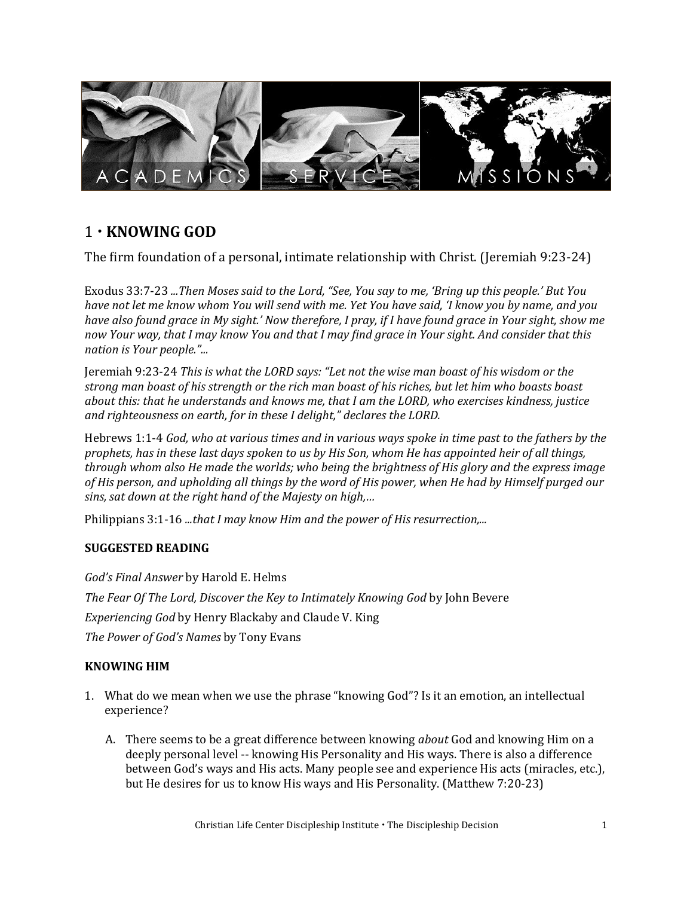## 1 • KNOWING GOD

The firm foundation of a personal, intimate relationship with Christ. (Jeremiah 9:23-24)

Exodus 33:7-23 *...Then Moses said to the Lord, "See, You say to me, 'Bring up this people.' But You have not let me know whom You will send with me. Yet You have said, 'I know you by name, and you have also found grace in My sight.' Now therefore, I pray, if I have found grace in Your sight, show me now Your way, that I may know You and that I may find grace in Your sight. And consider that this nation is Your people."...*

Jeremiah 9:23-24 *This is what the LORD says: "Let not the wise man boast of his wisdom or the strong man boast of his strength or the rich man boast of his riches, but let him who boasts boast about this: that he understands and knows me, that I am the LORD, who exercises kindness, justice and righteousness on earth, for in these I delight," declares the LORD.*

Hebrews 1:1-4 *God, who at various times and in various ways spoke in time past to the fathers by the prophets, has in these last days spoken to us by His Son, whom He has appointed heir of all things, through whom also He made the worlds; who being the brightness of His glory and the express image of His person, and upholding all things by the word of His power, when He had by Himself purged our sins, sat down at the right hand of the Majesty on high,…*

Philippians 3:1-16 *...that I may know Him and the power of His resurrection,...*

### SUGGESTED READING

*God's Final Answer* by Harold E. Helms

*The Fear Of The Lord, Discover the Key to Intimately Knowing God* by John Bevere

*Experiencing God* by Henry Blackaby and Claude V. King

*The Power of God's Names* by Tony Evans

### KNOWING HIM

1. What do we mean when we use the phrase "knowing God"? Is it an emotion, an intellectual experience?

   A. There seems to be a great difference between knowing *about* God and knowing Him on a deeply personal level -- knowing His Personality and His ways. There is also a difference between God's ways and His acts. Many people see and experience His acts (miracles, etc.), but He desires for us to know His ways and His Personality. (Matthew 7:20-23)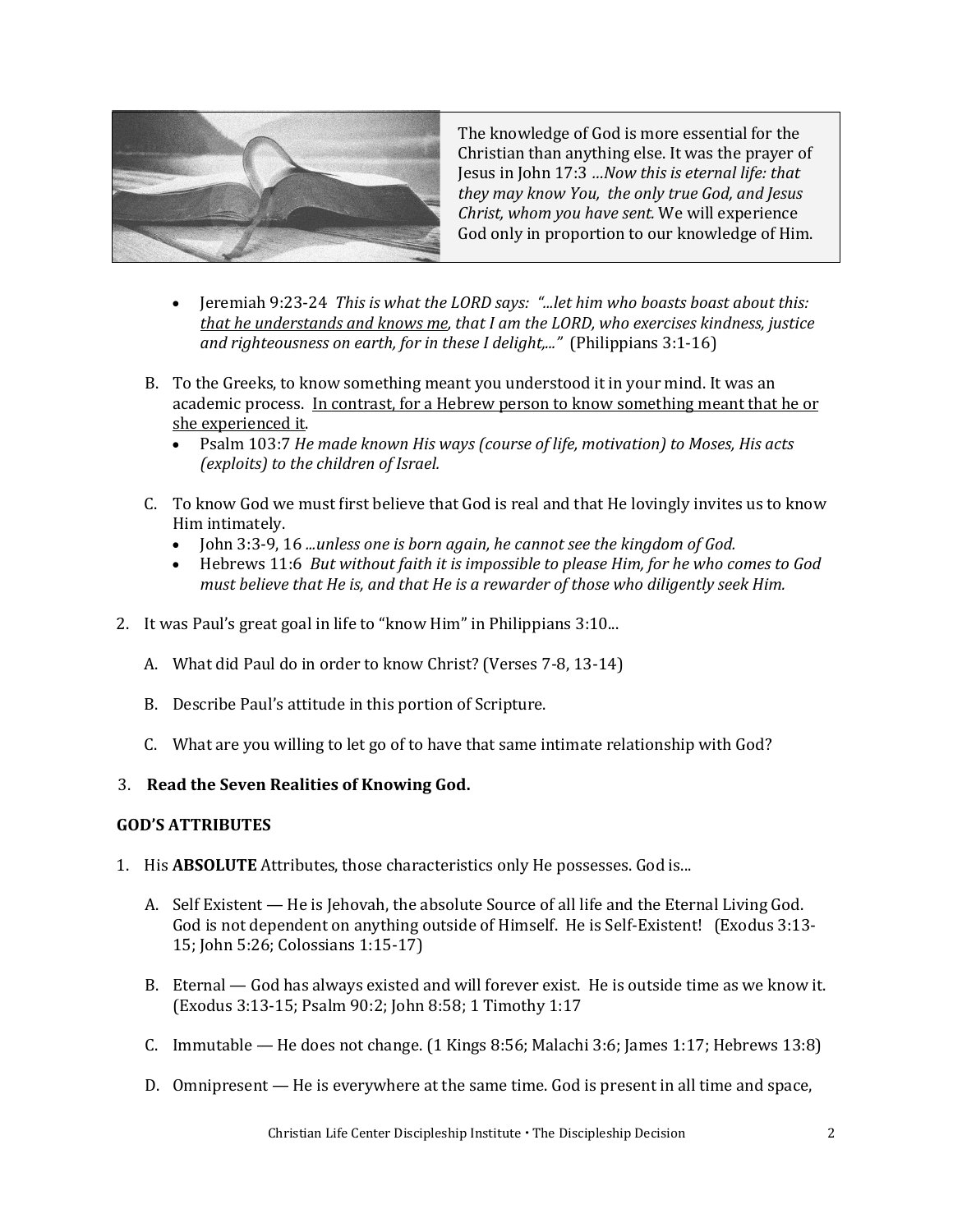The knowledge of God is more essential for the Christian than anything else. It was the prayer of Jesus in John 17:3 *...Now this is eternal life: that they may know You, the only true God, and Jesus Christ, whom you have sent.* We will experience God only in proportion to our knowledge of Him.

- Jeremiah 9:23-24 *This is what the LORD says: "...let him who boasts boast about this: <u>that he understands and knows me</u>, that I am the LORD, who exercises kindness, justice and righteousness on earth, for in these I delight,..."* (Philippians 3:1-16)

B. To the Greeks, to know something meant you understood it in your mind. It was an academic process. <u>In contrast, for a Hebrew person to know something meant that he or she experienced it</u>.
   - Psalm 103:7 *He made known His ways (course of life, motivation) to Moses, His acts (exploits) to the children of Israel.*

C. To know God we must first believe that God is real and that He lovingly invites us to know Him intimately.
   - John 3:3-9, 16 *...unless one is born again, he cannot see the kingdom of God.*
   - Hebrews 11:6 *But without faith it is impossible to please Him, for he who comes to God must believe that He is, and that He is a rewarder of those who diligently seek Him.*

2. It was Paul's great goal in life to "know Him" in Philippians 3:10...

   A. What did Paul do in order to know Christ? (Verses 7-8, 13-14)

   B. Describe Paul's attitude in this portion of Scripture.

   C. What are you willing to let go of to have that same intimate relationship with God?

3. **Read the Seven Realities of Knowing God.**

**GOD'S ATTRIBUTES**

1. His **ABSOLUTE** Attributes, those characteristics only He possesses. God is...

   A. Self Existent — He is Jehovah, the absolute Source of all life and the Eternal Living God. God is not dependent on anything outside of Himself. He is Self-Existent! (Exodus 3:13-15; John 5:26; Colossians 1:15-17)

   B. Eternal — God has always existed and will forever exist. He is outside time as we know it. (Exodus 3:13-15; Psalm 90:2; John 8:58; 1 Timothy 1:17

   C. Immutable — He does not change. (1 Kings 8:56; Malachi 3:6; James 1:17; Hebrews 13:8)

   D. Omnipresent — He is everywhere at the same time. God is present in all time and space,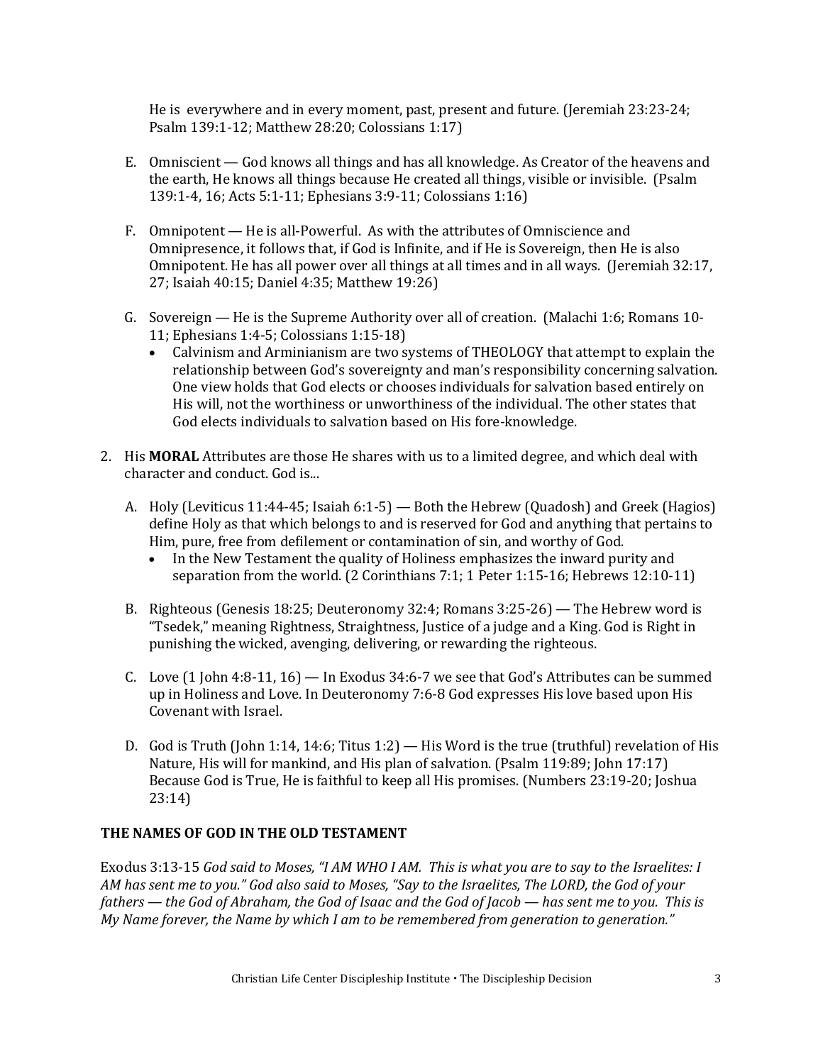He is everywhere and in every moment, past, present and future. (Jeremiah 23:23-24; Psalm 139:1-12; Matthew 28:20; Colossians 1:17)

E. Omniscient — God knows all things and has all knowledge. As Creator of the heavens and the earth, He knows all things because He created all things, visible or invisible. (Psalm 139:1-4, 16; Acts 5:1-11; Ephesians 3:9-11; Colossians 1:16)

F. Omnipotent — He is all-Powerful. As with the attributes of Omniscience and Omnipresence, it follows that, if God is Infinite, and if He is Sovereign, then He is also Omnipotent. He has all power over all things at all times and in all ways. (Jeremiah 32:17, 27; Isaiah 40:15; Daniel 4:35; Matthew 19:26)

G. Sovereign — He is the Supreme Authority over all of creation. (Malachi 1:6; Romans 10-11; Ephesians 1:4-5; Colossians 1:15-18)
   - Calvinism and Arminianism are two systems of THEOLOGY that attempt to explain the relationship between God's sovereignty and man's responsibility concerning salvation. One view holds that God elects or chooses individuals for salvation based entirely on His will, not the worthiness or unworthiness of the individual. The other states that God elects individuals to salvation based on His fore-knowledge.

2. His **MORAL** Attributes are those He shares with us to a limited degree, and which deal with character and conduct. God is...

   A. Holy (Leviticus 11:44-45; Isaiah 6:1-5) — Both the Hebrew (Quadosh) and Greek (Hagios) define Holy as that which belongs to and is reserved for God and anything that pertains to Him, pure, free from defilement or contamination of sin, and worthy of God.
      - In the New Testament the quality of Holiness emphasizes the inward purity and separation from the world. (2 Corinthians 7:1; 1 Peter 1:15-16; Hebrews 12:10-11)

   B. Righteous (Genesis 18:25; Deuteronomy 32:4; Romans 3:25-26) — The Hebrew word is "Tsedek," meaning Rightness, Straightness, Justice of a judge and a King. God is Right in punishing the wicked, avenging, delivering, or rewarding the righteous.

   C. Love (1 John 4:8-11, 16) — In Exodus 34:6-7 we see that God's Attributes can be summed up in Holiness and Love. In Deuteronomy 7:6-8 God expresses His love based upon His Covenant with Israel.

   D. God is Truth (John 1:14, 14:6; Titus 1:2) — His Word is the true (truthful) revelation of His Nature, His will for mankind, and His plan of salvation. (Psalm 119:89; John 17:17) Because God is True, He is faithful to keep all His promises. (Numbers 23:19-20; Joshua 23:14)

## THE NAMES OF GOD IN THE OLD TESTAMENT

Exodus 3:13-15 *God said to Moses, "I AM WHO I AM. This is what you are to say to the Israelites: I AM has sent me to you." God also said to Moses, "Say to the Israelites, The LORD, the God of your fathers — the God of Abraham, the God of Isaac and the God of Jacob — has sent me to you. This is My Name forever, the Name by which I am to be remembered from generation to generation."*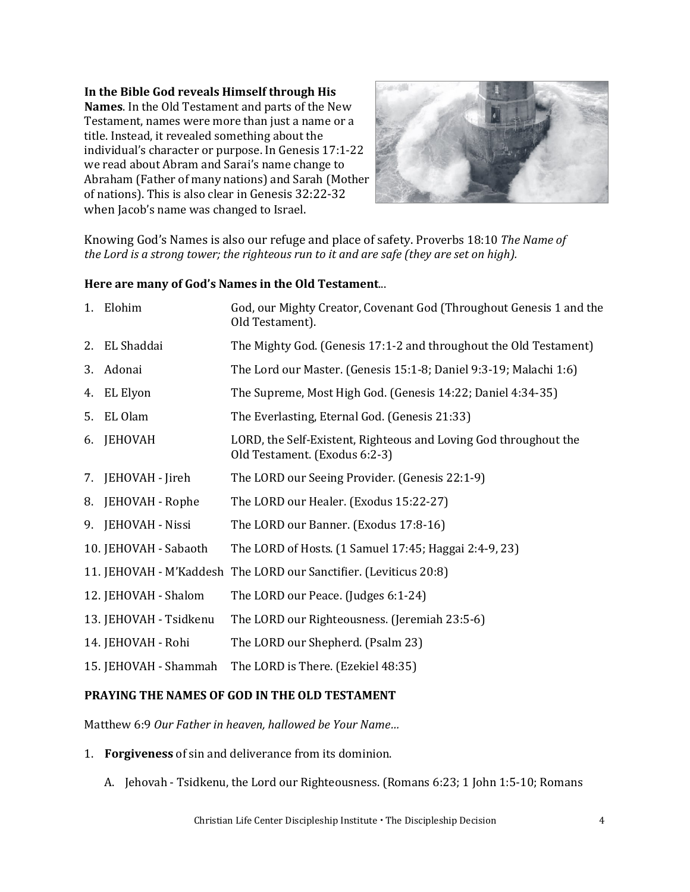**In the Bible God reveals Himself through His Names**. In the Old Testament and parts of the New Testament, names were more than just a name or a title. Instead, it revealed something about the individual's character or purpose. In Genesis 17:1-22 we read about Abram and Sarai's name change to Abraham (Father of many nations) and Sarah (Mother of nations). This is also clear in Genesis 32:22-32 when Jacob's name was changed to Israel.

Knowing God's Names is also our refuge and place of safety. Proverbs 18:10 *The Name of the Lord is a strong tower; the righteous run to it and are safe (they are set on high).*

**Here are many of God's Names in the Old Testament**...

| | |
|---|---|
| 1. Elohim | God, our Mighty Creator, Covenant God (Throughout Genesis 1 and the Old Testament). |
| 2. EL Shaddai | The Mighty God. (Genesis 17:1-2 and throughout the Old Testament) |
| 3. Adonai | The Lord our Master. (Genesis 15:1-8; Daniel 9:3-19; Malachi 1:6) |
| 4. EL Elyon | The Supreme, Most High God. (Genesis 14:22; Daniel 4:34-35) |
| 5. EL Olam | The Everlasting, Eternal God. (Genesis 21:33) |
| 6. JEHOVAH | LORD, the Self-Existent, Righteous and Loving God throughout the Old Testament. (Exodus 6:2-3) |
| 7. JEHOVAH - Jireh | The LORD our Seeing Provider. (Genesis 22:1-9) |
| 8. JEHOVAH - Rophe | The LORD our Healer. (Exodus 15:22-27) |
| 9. JEHOVAH - Nissi | The LORD our Banner. (Exodus 17:8-16) |
| 10. JEHOVAH - Sabaoth | The LORD of Hosts. (1 Samuel 17:45; Haggai 2:4-9, 23) |
| 11. JEHOVAH - M'Kaddesh | The LORD our Sanctifier. (Leviticus 20:8) |
| 12. JEHOVAH - Shalom | The LORD our Peace. (Judges 6:1-24) |
| 13. JEHOVAH - Tsidkenu | The LORD our Righteousness. (Jeremiah 23:5-6) |
| 14. JEHOVAH - Rohi | The LORD our Shepherd. (Psalm 23) |
| 15. JEHOVAH - Shammah | The LORD is There. (Ezekiel 48:35) |

**PRAYING THE NAMES OF GOD IN THE OLD TESTAMENT**

Matthew 6:9 *Our Father in heaven, hallowed be Your Name…*

1. **Forgiveness** of sin and deliverance from its dominion.

   A. Jehovah - Tsidkenu, the Lord our Righteousness. (Romans 6:23; 1 John 1:5-10; Romans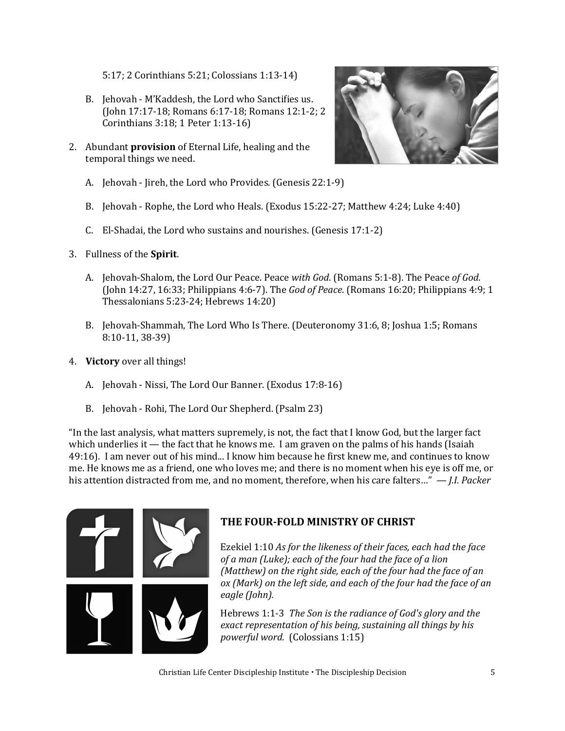5:17; 2 Corinthians 5:21; Colossians 1:13-14)

B. Jehovah - M'Kaddesh, the Lord who Sanctifies us. (John 17:17-18; Romans 6:17-18; Romans 12:1-2; 2 Corinthians 3:18; 1 Peter 1:13-16)

2. Abundant **provision** of Eternal Life, healing and the temporal things we need.

   A. Jehovah - Jireh, the Lord who Provides. (Genesis 22:1-9)

   B. Jehovah - Rophe, the Lord who Heals. (Exodus 15:22-27; Matthew 4:24; Luke 4:40)

   C. El-Shadai, the Lord who sustains and nourishes. (Genesis 17:1-2)

3. Fullness of the **Spirit**.

   A. Jehovah-Shalom, the Lord Our Peace. Peace *with God*. (Romans 5:1-8). The Peace *of God*. (John 14:27, 16:33; Philippians 4:6-7). The *God of Peace*. (Romans 16:20; Philippians 4:9; 1 Thessalonians 5:23-24; Hebrews 14:20)

   B. Jehovah-Shammah, The Lord Who Is There. (Deuteronomy 31:6, 8; Joshua 1:5; Romans 8:10-11, 38-39)

4. **Victory** over all things!

   A. Jehovah - Nissi, The Lord Our Banner. (Exodus 17:8-16)

   B. Jehovah - Rohi, The Lord Our Shepherd. (Psalm 23)

"In the last analysis, what matters supremely, is not, the fact that I know God, but the larger fact which underlies it — the fact that he knows me. I am graven on the palms of his hands (Isaiah 49:16). I am never out of his mind... I know him because he first knew me, and continues to know me. He knows me as a friend, one who loves me; and there is no moment when his eye is off me, or his attention distracted from me, and no moment, therefore, when his care falters…" — *J.I. Packer*

### THE FOUR-FOLD MINISTRY OF CHRIST

Ezekiel 1:10 *As for the likeness of their faces, each had the face of a man (Luke); each of the four had the face of a lion (Matthew) on the right side, each of the four had the face of an ox (Mark) on the left side, and each of the four had the face of an eagle (John).*

Hebrews 1:1-3 *The Son is the radiance of God's glory and the exact representation of his being, sustaining all things by his powerful word.* (Colossians 1:15)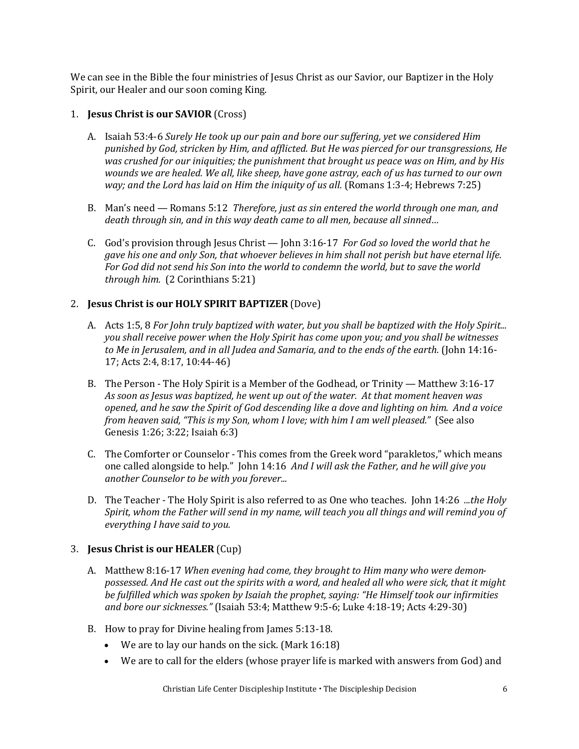We can see in the Bible the four ministries of Jesus Christ as our Savior, our Baptizer in the Holy Spirit, our Healer and our soon coming King.

1. **Jesus Christ is our SAVIOR** (Cross)

   A. Isaiah 53:4-6 *Surely He took up our pain and bore our suffering, yet we considered Him punished by God, stricken by Him, and afflicted. But He was pierced for our transgressions, He was crushed for our iniquities; the punishment that brought us peace was on Him, and by His wounds we are healed. We all, like sheep, have gone astray, each of us has turned to our own way; and the Lord has laid on Him the iniquity of us all.* (Romans 1:3-4; Hebrews 7:25)

   B. Man's need — Romans 5:12 *Therefore, just as sin entered the world through one man, and death through sin, and in this way death came to all men, because all sinned…*

   C. God's provision through Jesus Christ — John 3:16-17 *For God so loved the world that he gave his one and only Son, that whoever believes in him shall not perish but have eternal life. For God did not send his Son into the world to condemn the world, but to save the world through him.* (2 Corinthians 5:21)

2. **Jesus Christ is our HOLY SPIRIT BAPTIZER** (Dove)

   A. Acts 1:5, 8 *For John truly baptized with water, but you shall be baptized with the Holy Spirit... you shall receive power when the Holy Spirit has come upon you; and you shall be witnesses to Me in Jerusalem, and in all Judea and Samaria, and to the ends of the earth.* (John 14:16-17; Acts 2:4, 8:17, 10:44-46)

   B. The Person - The Holy Spirit is a Member of the Godhead, or Trinity — Matthew 3:16-17 *As soon as Jesus was baptized, he went up out of the water. At that moment heaven was opened, and he saw the Spirit of God descending like a dove and lighting on him. And a voice from heaven said, "This is my Son, whom I love; with him I am well pleased."* (See also Genesis 1:26; 3:22; Isaiah 6:3)

   C. The Comforter or Counselor - This comes from the Greek word "parakletos," which means one called alongside to help." John 14:16 *And I will ask the Father, and he will give you another Counselor to be with you forever...*

   D. The Teacher - The Holy Spirit is also referred to as One who teaches. John 14:26 *...the Holy Spirit, whom the Father will send in my name, will teach you all things and will remind you of everything I have said to you.*

3. **Jesus Christ is our HEALER** (Cup)

   A. Matthew 8:16-17 *When evening had come, they brought to Him many who were demon-possessed. And He cast out the spirits with a word, and healed all who were sick, that it might be fulfilled which was spoken by Isaiah the prophet, saying: "He Himself took our infirmities and bore our sicknesses."* (Isaiah 53:4; Matthew 9:5-6; Luke 4:18-19; Acts 4:29-30)

   B. How to pray for Divine healing from James 5:13-18.
      - We are to lay our hands on the sick. (Mark 16:18)
      - We are to call for the elders (whose prayer life is marked with answers from God) and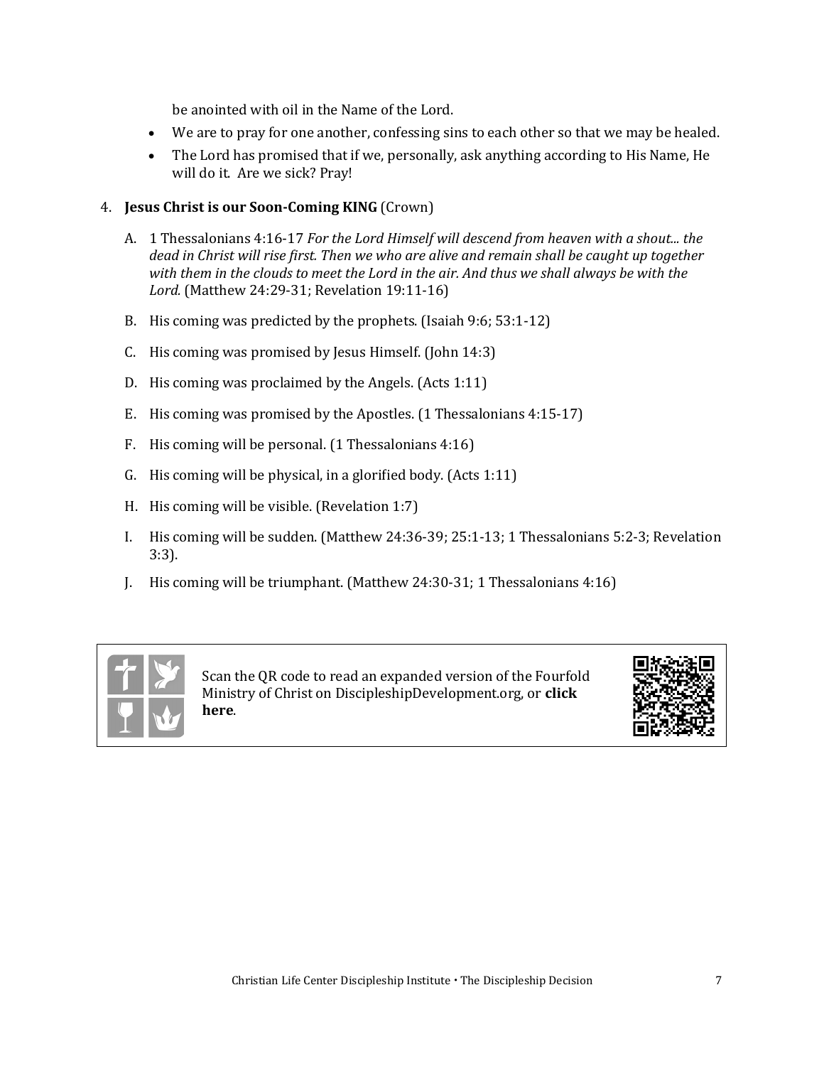be anointed with oil in the Name of the Lord.

- We are to pray for one another, confessing sins to each other so that we may be healed.
- The Lord has promised that if we, personally, ask anything according to His Name, He will do it. Are we sick? Pray!

4. **Jesus Christ is our Soon-Coming KING** (Crown)

   A. 1 Thessalonians 4:16-17 *For the Lord Himself will descend from heaven with a shout... the dead in Christ will rise first. Then we who are alive and remain shall be caught up together with them in the clouds to meet the Lord in the air. And thus we shall always be with the Lord.* (Matthew 24:29-31; Revelation 19:11-16)

   B. His coming was predicted by the prophets. (Isaiah 9:6; 53:1-12)

   C. His coming was promised by Jesus Himself. (John 14:3)

   D. His coming was proclaimed by the Angels. (Acts 1:11)

   E. His coming was promised by the Apostles. (1 Thessalonians 4:15-17)

   F. His coming will be personal. (1 Thessalonians 4:16)

   G. His coming will be physical, in a glorified body. (Acts 1:11)

   H. His coming will be visible. (Revelation 1:7)

   I. His coming will be sudden. (Matthew 24:36-39; 25:1-13; 1 Thessalonians 5:2-3; Revelation 3:3).

   J. His coming will be triumphant. (Matthew 24:30-31; 1 Thessalonians 4:16)

Scan the QR code to read an expanded version of the Fourfold Ministry of Christ on DiscipleshipDevelopment.org, or **click here**.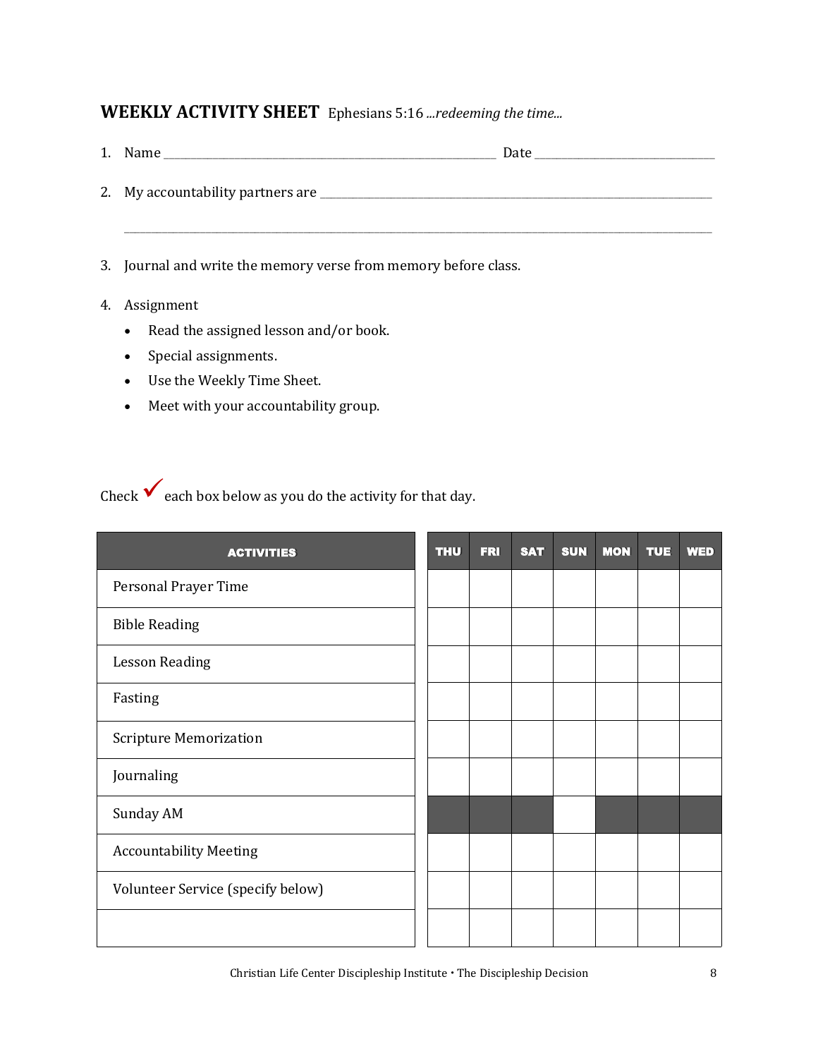## WEEKLY ACTIVITY SHEET Ephesians 5:16 *...redeeming the time...*

1. Name ______________________________ Date ____________________

2. My accountability partners are ______________________________________________

   ____________________________________________________________________________

3. Journal and write the memory verse from memory before class.

4. Assignment
   - Read the assigned lesson and/or book.
   - Special assignments.
   - Use the Weekly Time Sheet.
   - Meet with your accountability group.

Check ✓ each box below as you do the activity for that day.

| ACTIVITIES | THU | FRI | SAT | SUN | MON | TUE | WED |
|---|---|---|---|---|---|---|---|
| Personal Prayer Time | | | | | | | |
| Bible Reading | | | | | | | |
| Lesson Reading | | | | | | | |
| Fasting | | | | | | | |
| Scripture Memorization | | | | | | | |
| Journaling | | | | | | | |
| Sunday AM | | | | | | | |
| Accountability Meeting | | | | | | | |
| Volunteer Service (specify below) | | | | | | | |
| | | | | | | | |